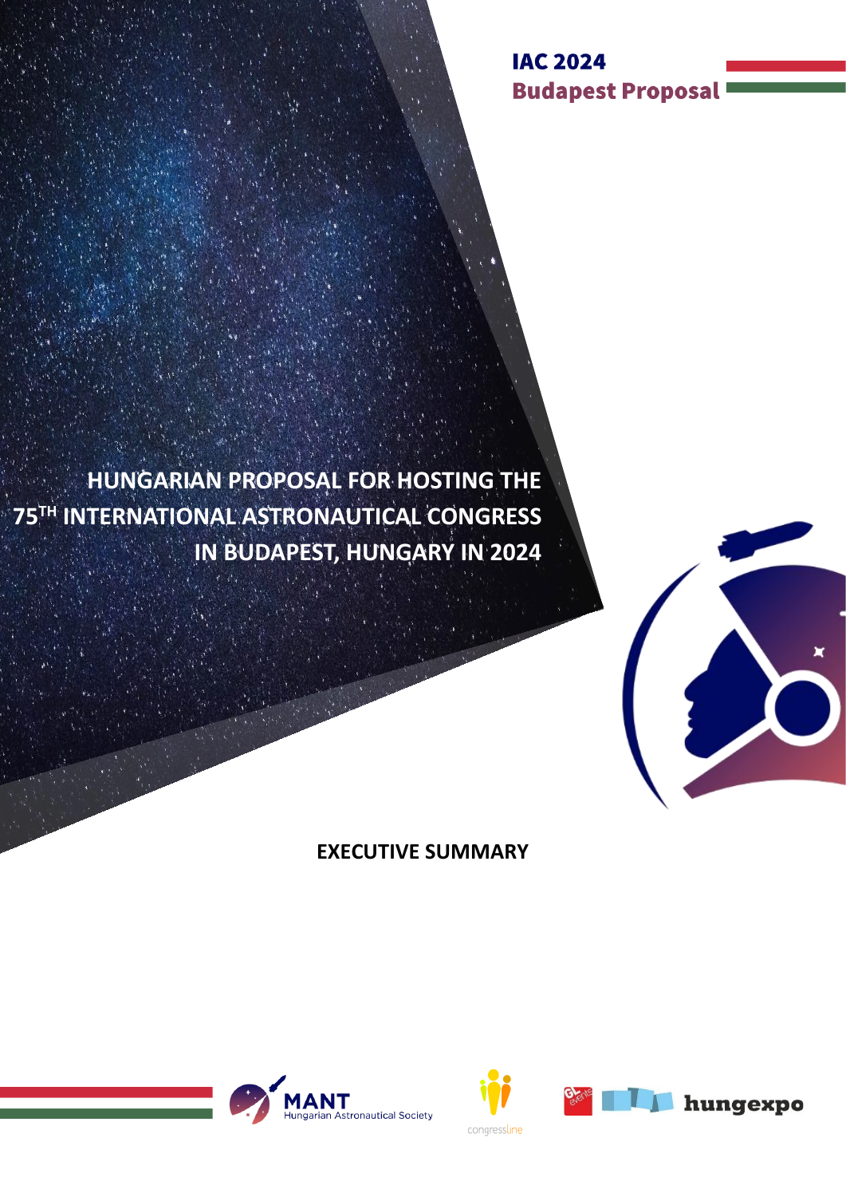IAC 2024

Budapest Proposal

# HUNGARIAN PROPOSAL FOR HOSTING THE 75TH INTERNATIONAL ASTRONAUTICAL CONGRESS IN BUDAPEST, HUNGARY IN 2024

## EXECUTIVE SUMMARY

MANT Hungarian Astronautical Society

congressline

hungexpo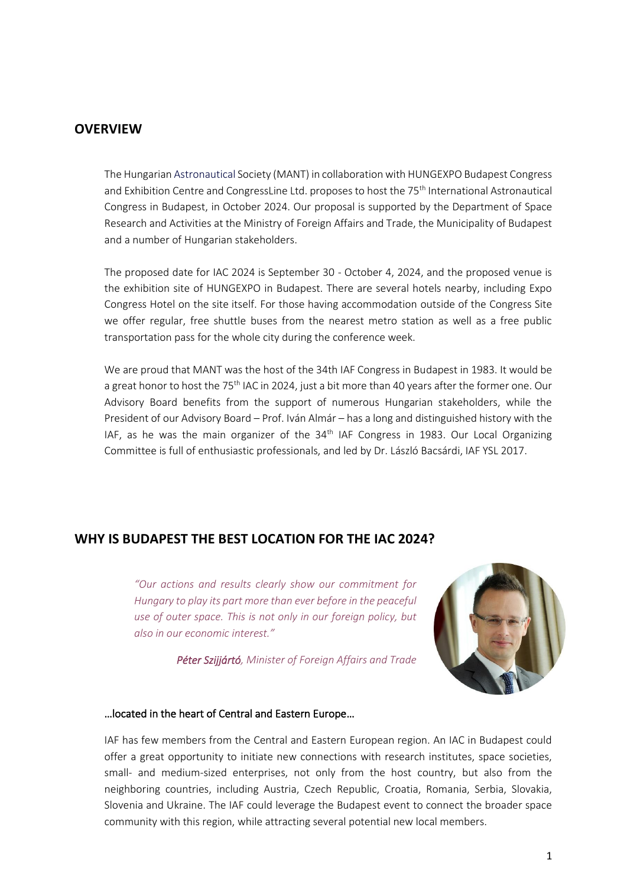## OVERVIEW

The Hungarian Astronautical Society (MANT) in collaboration with HUNGEXPO Budapest Congress and Exhibition Centre and CongressLine Ltd. proposes to host the 75th International Astronautical Congress in Budapest, in October 2024. Our proposal is supported by the Department of Space Research and Activities at the Ministry of Foreign Affairs and Trade, the Municipality of Budapest and a number of Hungarian stakeholders.

The proposed date for IAC 2024 is September 30 - October 4, 2024, and the proposed venue is the exhibition site of HUNGEXPO in Budapest. There are several hotels nearby, including Expo Congress Hotel on the site itself. For those having accommodation outside of the Congress Site we offer regular, free shuttle buses from the nearest metro station as well as a free public transportation pass for the whole city during the conference week.

We are proud that MANT was the host of the 34th IAF Congress in Budapest in 1983. It would be a great honor to host the 75th IAC in 2024, just a bit more than 40 years after the former one. Our Advisory Board benefits from the support of numerous Hungarian stakeholders, while the President of our Advisory Board – Prof. Iván Almár – has a long and distinguished history with the IAF, as he was the main organizer of the 34th IAF Congress in 1983. Our Local Organizing Committee is full of enthusiastic professionals, and led by Dr. László Bacsárdi, IAF YSL 2017.

## WHY IS BUDAPEST THE BEST LOCATION FOR THE IAC 2024?

*"Our actions and results clearly show our commitment for Hungary to play its part more than ever before in the peaceful use of outer space. This is not only in our foreign policy, but also in our economic interest."*

***Péter Szijjártó**, Minister of Foreign Affairs and Trade*

#### …located in the heart of Central and Eastern Europe…

IAF has few members from the Central and Eastern European region. An IAC in Budapest could offer a great opportunity to initiate new connections with research institutes, space societies, small- and medium-sized enterprises, not only from the host country, but also from the neighboring countries, including Austria, Czech Republic, Croatia, Romania, Serbia, Slovakia, Slovenia and Ukraine. The IAF could leverage the Budapest event to connect the broader space community with this region, while attracting several potential new local members.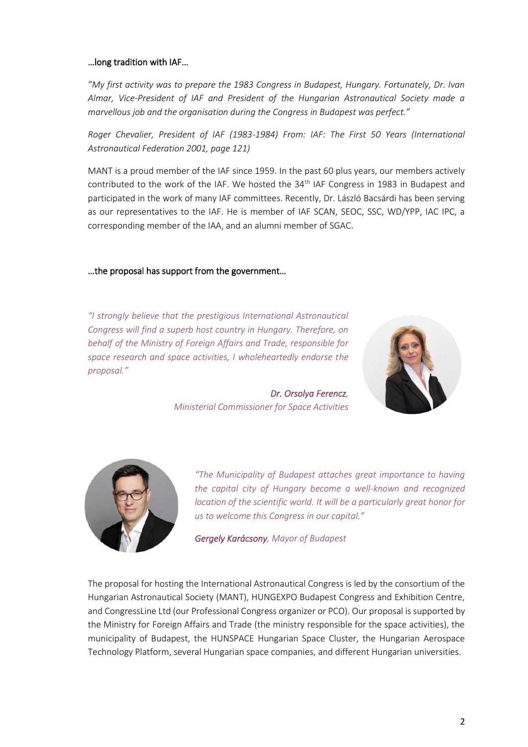…long tradition with IAF…

*"My first activity was to prepare the 1983 Congress in Budapest, Hungary. Fortunately, Dr. Ivan Almar, Vice-President of IAF and President of the Hungarian Astronautical Society made a marvellous job and the organisation during the Congress in Budapest was perfect."*

*Roger Chevalier, President of IAF (1983-1984) From: IAF: The First 50 Years (International Astronautical Federation 2001, page 121)*

MANT is a proud member of the IAF since 1959. In the past 60 plus years, our members actively contributed to the work of the IAF. We hosted the 34th IAF Congress in 1983 in Budapest and participated in the work of many IAF committees. Recently, Dr. László Bacsárdi has been serving as our representatives to the IAF. He is member of IAF SCAN, SEOC, SSC, WD/YPP, IAC IPC, a corresponding member of the IAA, and an alumni member of SGAC.

…the proposal has support from the government…

*"I strongly believe that the prestigious International Astronautical Congress will find a superb host country in Hungary. Therefore, on behalf of the Ministry of Foreign Affairs and Trade, responsible for space research and space activities, I wholeheartedly endorse the proposal."*

***Dr. Orsolya Ferencz**, Ministerial Commissioner for Space Activities*

*"The Municipality of Budapest attaches great importance to having the capital city of Hungary become a well-known and recognized location of the scientific world. It will be a particularly great honor for us to welcome this Congress in our capital."*

***Gergely Karácsony**, Mayor of Budapest*

The proposal for hosting the International Astronautical Congress is led by the consortium of the Hungarian Astronautical Society (MANT), HUNGEXPO Budapest Congress and Exhibition Centre, and CongressLine Ltd (our Professional Congress organizer or PCO). Our proposal is supported by the Ministry for Foreign Affairs and Trade (the ministry responsible for the space activities), the municipality of Budapest, the HUNSPACE Hungarian Space Cluster, the Hungarian Aerospace Technology Platform, several Hungarian space companies, and different Hungarian universities.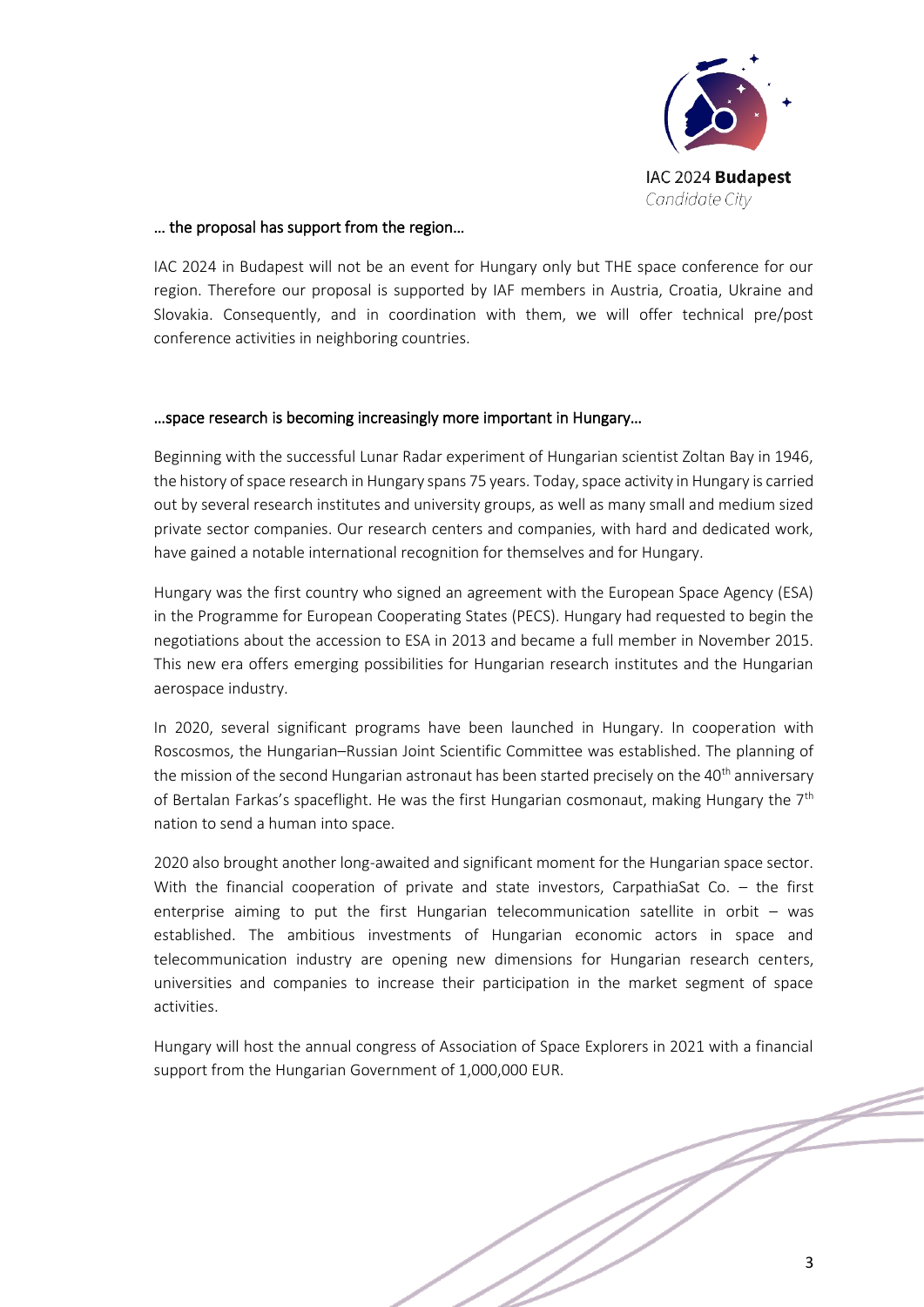… the proposal has support from the region…

IAC 2024 in Budapest will not be an event for Hungary only but THE space conference for our region. Therefore our proposal is supported by IAF members in Austria, Croatia, Ukraine and Slovakia. Consequently, and in coordination with them, we will offer technical pre/post conference activities in neighboring countries.

…space research is becoming increasingly more important in Hungary…

Beginning with the successful Lunar Radar experiment of Hungarian scientist Zoltan Bay in 1946, the history of space research in Hungary spans 75 years. Today, space activity in Hungary is carried out by several research institutes and university groups, as well as many small and medium sized private sector companies. Our research centers and companies, with hard and dedicated work, have gained a notable international recognition for themselves and for Hungary.

Hungary was the first country who signed an agreement with the European Space Agency (ESA) in the Programme for European Cooperating States (PECS). Hungary had requested to begin the negotiations about the accession to ESA in 2013 and became a full member in November 2015. This new era offers emerging possibilities for Hungarian research institutes and the Hungarian aerospace industry.

In 2020, several significant programs have been launched in Hungary. In cooperation with Roscosmos, the Hungarian–Russian Joint Scientific Committee was established. The planning of the mission of the second Hungarian astronaut has been started precisely on the 40th anniversary of Bertalan Farkas's spaceflight. He was the first Hungarian cosmonaut, making Hungary the 7th nation to send a human into space.

2020 also brought another long-awaited and significant moment for the Hungarian space sector. With the financial cooperation of private and state investors, CarpathiaSat Co. – the first enterprise aiming to put the first Hungarian telecommunication satellite in orbit – was established. The ambitious investments of Hungarian economic actors in space and telecommunication industry are opening new dimensions for Hungarian research centers, universities and companies to increase their participation in the market segment of space activities.

Hungary will host the annual congress of Association of Space Explorers in 2021 with a financial support from the Hungarian Government of 1,000,000 EUR.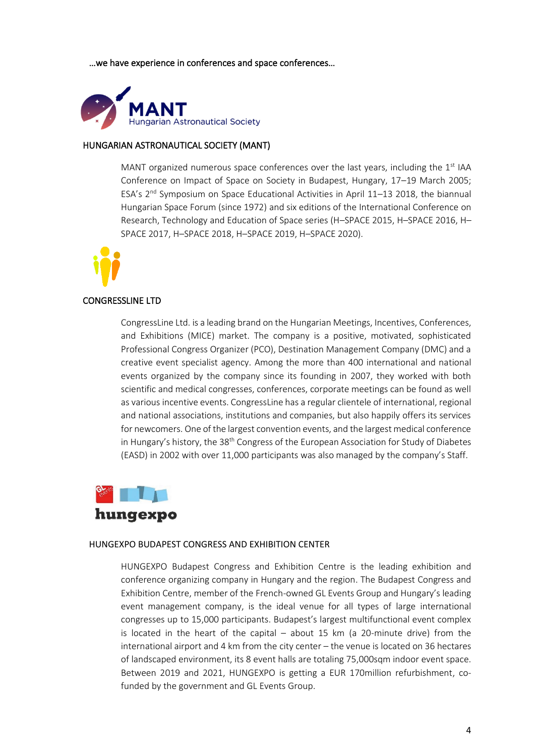…we have experience in conferences and space conferences…

MANT
Hungarian Astronautical Society

## HUNGARIAN ASTRONAUTICAL SOCIETY (MANT)

MANT organized numerous space conferences over the last years, including the 1st IAA Conference on Impact of Space on Society in Budapest, Hungary, 17–19 March 2005; ESA's 2nd Symposium on Space Educational Activities in April 11–13 2018, the biannual Hungarian Space Forum (since 1972) and six editions of the International Conference on Research, Technology and Education of Space series (H–SPACE 2015, H–SPACE 2016, H–SPACE 2017, H–SPACE 2018, H–SPACE 2019, H–SPACE 2020).

## CONGRESSLINE LTD

CongressLine Ltd. is a leading brand on the Hungarian Meetings, Incentives, Conferences, and Exhibitions (MICE) market. The company is a positive, motivated, sophisticated Professional Congress Organizer (PCO), Destination Management Company (DMC) and a creative event specialist agency. Among the more than 400 international and national events organized by the company since its founding in 2007, they worked with both scientific and medical congresses, conferences, corporate meetings can be found as well as various incentive events. CongressLine has a regular clientele of international, regional and national associations, institutions and companies, but also happily offers its services for newcomers. One of the largest convention events, and the largest medical conference in Hungary's history, the 38th Congress of the European Association for Study of Diabetes (EASD) in 2002 with over 11,000 participants was also managed by the company's Staff.

hungexpo

## HUNGEXPO BUDAPEST CONGRESS AND EXHIBITION CENTER

HUNGEXPO Budapest Congress and Exhibition Centre is the leading exhibition and conference organizing company in Hungary and the region. The Budapest Congress and Exhibition Centre, member of the French-owned GL Events Group and Hungary's leading event management company, is the ideal venue for all types of large international congresses up to 15,000 participants. Budapest's largest multifunctional event complex is located in the heart of the capital – about 15 km (a 20-minute drive) from the international airport and 4 km from the city center – the venue is located on 36 hectares of landscaped environment, its 8 event halls are totaling 75,000sqm indoor event space. Between 2019 and 2021, HUNGEXPO is getting a EUR 170million refurbishment, co-funded by the government and GL Events Group.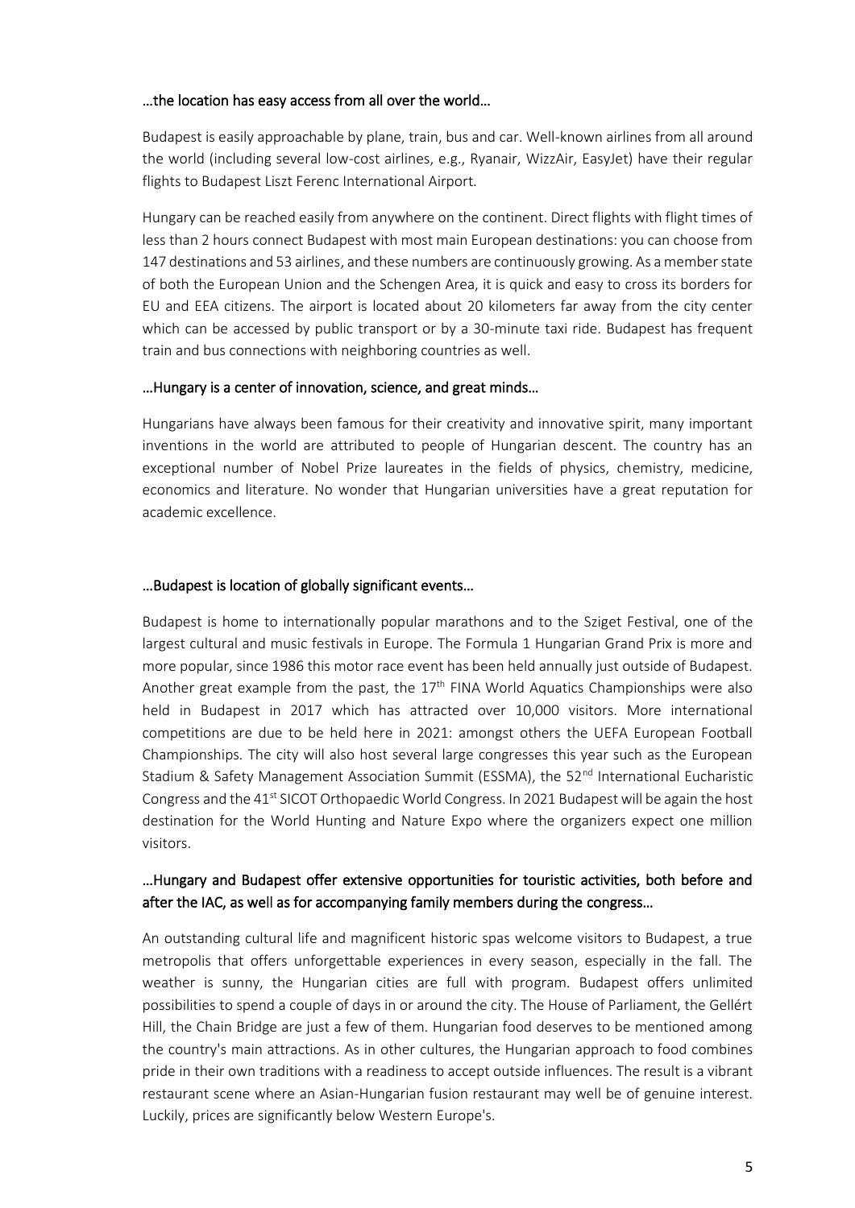#### …the location has easy access from all over the world…

Budapest is easily approachable by plane, train, bus and car. Well-known airlines from all around the world (including several low-cost airlines, e.g., Ryanair, WizzAir, EasyJet) have their regular flights to Budapest Liszt Ferenc International Airport.

Hungary can be reached easily from anywhere on the continent. Direct flights with flight times of less than 2 hours connect Budapest with most main European destinations: you can choose from 147 destinations and 53 airlines, and these numbers are continuously growing. As a member state of both the European Union and the Schengen Area, it is quick and easy to cross its borders for EU and EEA citizens. The airport is located about 20 kilometers far away from the city center which can be accessed by public transport or by a 30-minute taxi ride. Budapest has frequent train and bus connections with neighboring countries as well.

#### …Hungary is a center of innovation, science, and great minds…

Hungarians have always been famous for their creativity and innovative spirit, many important inventions in the world are attributed to people of Hungarian descent. The country has an exceptional number of Nobel Prize laureates in the fields of physics, chemistry, medicine, economics and literature. No wonder that Hungarian universities have a great reputation for academic excellence.

#### …Budapest is location of globally significant events…

Budapest is home to internationally popular marathons and to the Sziget Festival, one of the largest cultural and music festivals in Europe. The Formula 1 Hungarian Grand Prix is more and more popular, since 1986 this motor race event has been held annually just outside of Budapest. Another great example from the past, the 17th FINA World Aquatics Championships were also held in Budapest in 2017 which has attracted over 10,000 visitors. More international competitions are due to be held here in 2021: amongst others the UEFA European Football Championships. The city will also host several large congresses this year such as the European Stadium & Safety Management Association Summit (ESSMA), the 52nd International Eucharistic Congress and the 41st SICOT Orthopaedic World Congress. In 2021 Budapest will be again the host destination for the World Hunting and Nature Expo where the organizers expect one million visitors.

#### …Hungary and Budapest offer extensive opportunities for touristic activities, both before and after the IAC, as well as for accompanying family members during the congress…

An outstanding cultural life and magnificent historic spas welcome visitors to Budapest, a true metropolis that offers unforgettable experiences in every season, especially in the fall. The weather is sunny, the Hungarian cities are full with program. Budapest offers unlimited possibilities to spend a couple of days in or around the city. The House of Parliament, the Gellért Hill, the Chain Bridge are just a few of them. Hungarian food deserves to be mentioned among the country's main attractions. As in other cultures, the Hungarian approach to food combines pride in their own traditions with a readiness to accept outside influences. The result is a vibrant restaurant scene where an Asian-Hungarian fusion restaurant may well be of genuine interest. Luckily, prices are significantly below Western Europe's.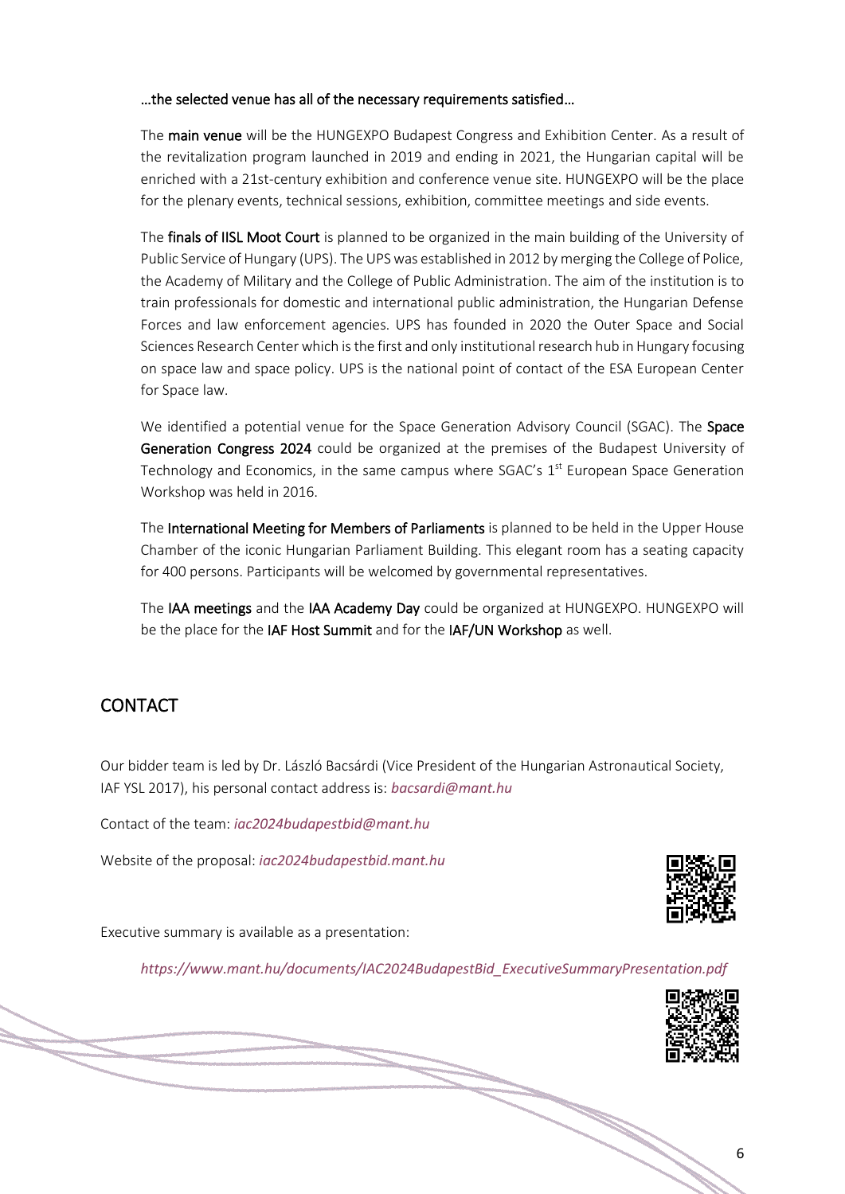…the selected venue has all of the necessary requirements satisfied…

The **main venue** will be the HUNGEXPO Budapest Congress and Exhibition Center. As a result of the revitalization program launched in 2019 and ending in 2021, the Hungarian capital will be enriched with a 21st-century exhibition and conference venue site. HUNGEXPO will be the place for the plenary events, technical sessions, exhibition, committee meetings and side events.

The **finals of IISL Moot Court** is planned to be organized in the main building of the University of Public Service of Hungary (UPS). The UPS was established in 2012 by merging the College of Police, the Academy of Military and the College of Public Administration. The aim of the institution is to train professionals for domestic and international public administration, the Hungarian Defense Forces and law enforcement agencies. UPS has founded in 2020 the Outer Space and Social Sciences Research Center which is the first and only institutional research hub in Hungary focusing on space law and space policy. UPS is the national point of contact of the ESA European Center for Space law.

We identified a potential venue for the Space Generation Advisory Council (SGAC). The **Space Generation Congress 2024** could be organized at the premises of the Budapest University of Technology and Economics, in the same campus where SGAC's 1st European Space Generation Workshop was held in 2016.

The **International Meeting for Members of Parliaments** is planned to be held in the Upper House Chamber of the iconic Hungarian Parliament Building. This elegant room has a seating capacity for 400 persons. Participants will be welcomed by governmental representatives.

The **IAA meetings** and the **IAA Academy Day** could be organized at HUNGEXPO. HUNGEXPO will be the place for the **IAF Host Summit** and for the **IAF/UN Workshop** as well.

## CONTACT

Our bidder team is led by Dr. László Bacsárdi (Vice President of the Hungarian Astronautical Society, IAF YSL 2017), his personal contact address is: *bacsardi@mant.hu*

Contact of the team: *iac2024budapestbid@mant.hu*

Website of the proposal: *iac2024budapestbid.mant.hu*

Executive summary is available as a presentation:

*https://www.mant.hu/documents/IAC2024BudapestBid_ExecutiveSummaryPresentation.pdf*